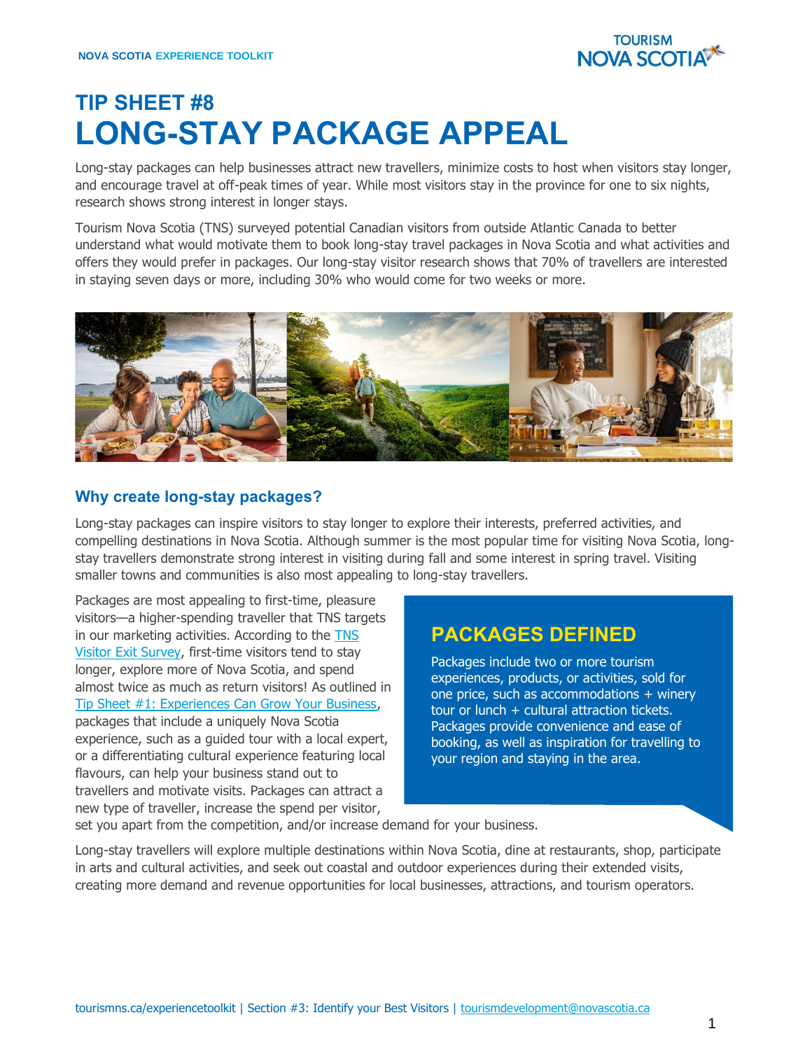# TIP SHEET #8
# LONG-STAY PACKAGE APPEAL

Long-stay packages can help businesses attract new travellers, minimize costs to host when visitors stay longer, and encourage travel at off-peak times of year. While most visitors stay in the province for one to six nights, research shows strong interest in longer stays.

Tourism Nova Scotia (TNS) surveyed potential Canadian visitors from outside Atlantic Canada to better understand what would motivate them to book long-stay travel packages in Nova Scotia and what activities and offers they would prefer in packages. Our long-stay visitor research shows that 70% of travellers are interested in staying seven days or more, including 30% who would come for two weeks or more.

## Why create long-stay packages?

Long-stay packages can inspire visitors to stay longer to explore their interests, preferred activities, and compelling destinations in Nova Scotia. Although summer is the most popular time for visiting Nova Scotia, long-stay travellers demonstrate strong interest in visiting during fall and some interest in spring travel. Visiting smaller towns and communities is also most appealing to long-stay travellers.

Packages are most appealing to first-time, pleasure visitors—a higher-spending traveller that TNS targets in our marketing activities. According to the [TNS Visitor Exit Survey](), first-time visitors tend to stay longer, explore more of Nova Scotia, and spend almost twice as much as return visitors! As outlined in [Tip Sheet #1: Experiences Can Grow Your Business](), packages that include a uniquely Nova Scotia experience, such as a guided tour with a local expert, or a differentiating cultural experience featuring local flavours, can help your business stand out to travellers and motivate visits. Packages can attract a new type of traveller, increase the spend per visitor, set you apart from the competition, and/or increase demand for your business.

> ### PACKAGES DEFINED
>
> Packages include two or more tourism experiences, products, or activities, sold for one price, such as accommodations + winery tour or lunch + cultural attraction tickets. Packages provide convenience and ease of booking, as well as inspiration for travelling to your region and staying in the area.

Long-stay travellers will explore multiple destinations within Nova Scotia, dine at restaurants, shop, participate in arts and cultural activities, and seek out coastal and outdoor experiences during their extended visits, creating more demand and revenue opportunities for local businesses, attractions, and tourism operators.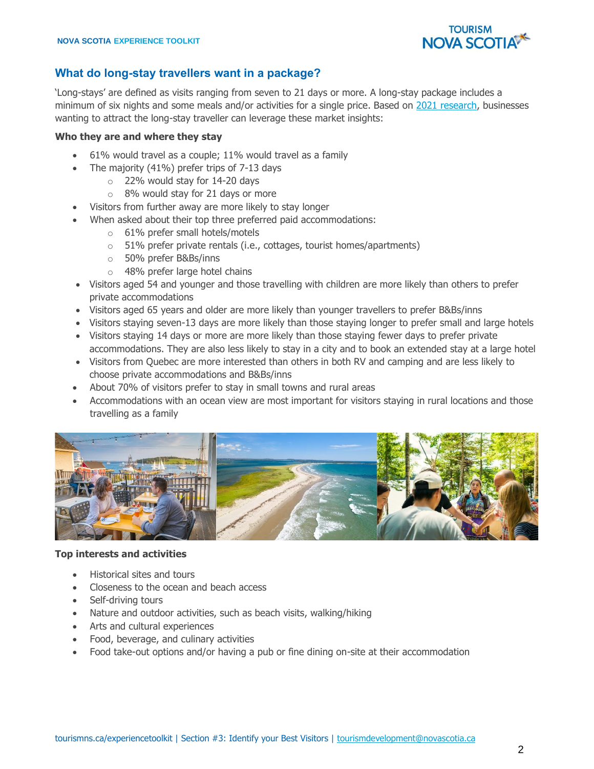## What do long-stay travellers want in a package?

'Long-stays' are defined as visits ranging from seven to 21 days or more. A long-stay package includes a minimum of six nights and some meals and/or activities for a single price. Based on [2021 research](), businesses wanting to attract the long-stay traveller can leverage these market insights:

**Who they are and where they stay**

- 61% would travel as a couple; 11% would travel as a family
- The majority (41%) prefer trips of 7-13 days
  - 22% would stay for 14-20 days
  - 8% would stay for 21 days or more
- Visitors from further away are more likely to stay longer
- When asked about their top three preferred paid accommodations:
  - 61% prefer small hotels/motels
  - 51% prefer private rentals (i.e., cottages, tourist homes/apartments)
  - 50% prefer B&Bs/inns
  - 48% prefer large hotel chains
- Visitors aged 54 and younger and those travelling with children are more likely than others to prefer private accommodations
- Visitors aged 65 years and older are more likely than younger travellers to prefer B&Bs/inns
- Visitors staying seven-13 days are more likely than those staying longer to prefer small and large hotels
- Visitors staying 14 days or more are more likely than those staying fewer days to prefer private accommodations. They are also less likely to stay in a city and to book an extended stay at a large hotel
- Visitors from Quebec are more interested than others in both RV and camping and are less likely to choose private accommodations and B&Bs/inns
- About 70% of visitors prefer to stay in small towns and rural areas
- Accommodations with an ocean view are most important for visitors staying in rural locations and those travelling as a family

**Top interests and activities**

- Historical sites and tours
- Closeness to the ocean and beach access
- Self-driving tours
- Nature and outdoor activities, such as beach visits, walking/hiking
- Arts and cultural experiences
- Food, beverage, and culinary activities
- Food take-out options and/or having a pub or fine dining on-site at their accommodation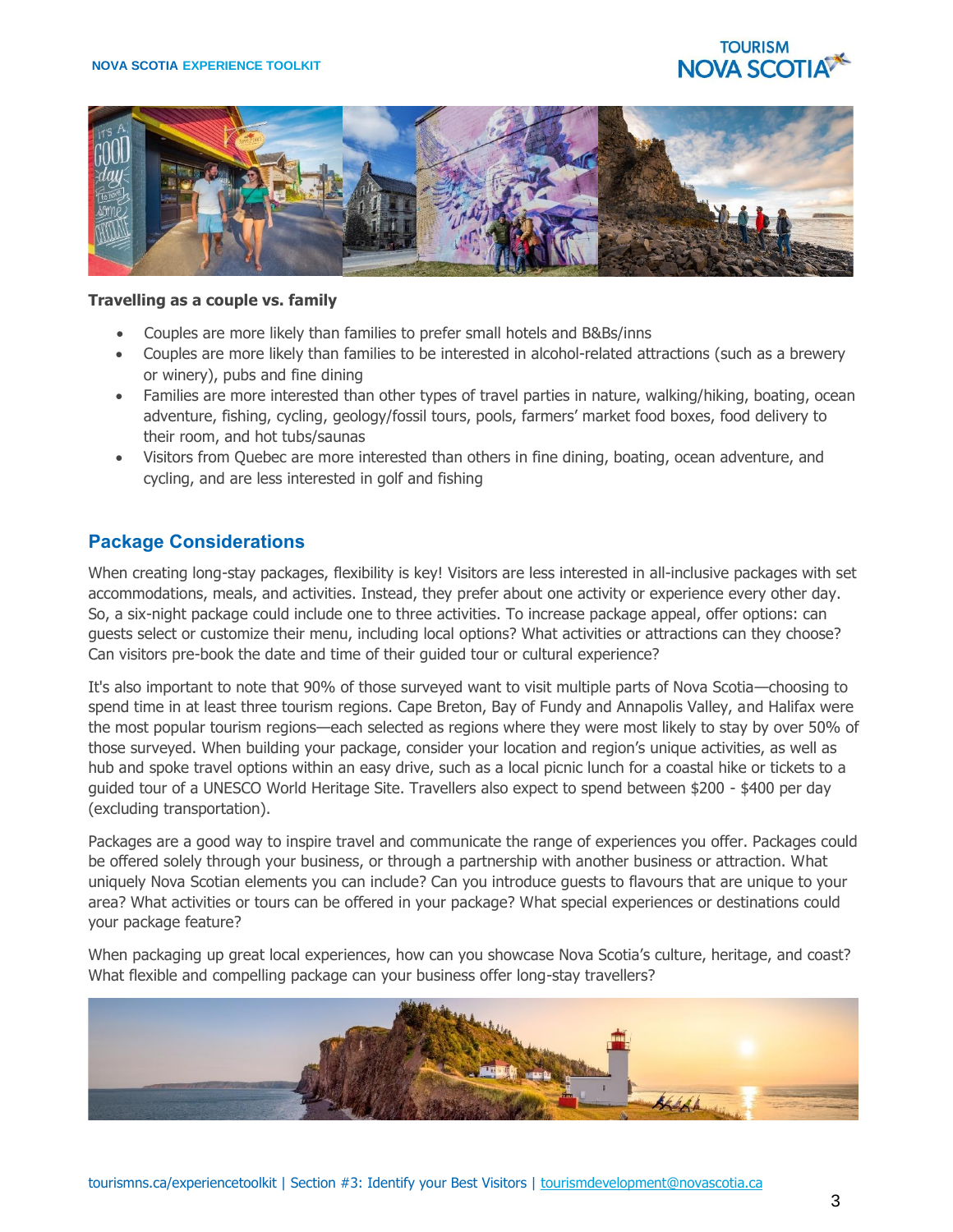**Travelling as a couple vs. family**

- Couples are more likely than families to prefer small hotels and B&Bs/inns
- Couples are more likely than families to be interested in alcohol-related attractions (such as a brewery or winery), pubs and fine dining
- Families are more interested than other types of travel parties in nature, walking/hiking, boating, ocean adventure, fishing, cycling, geology/fossil tours, pools, farmers' market food boxes, food delivery to their room, and hot tubs/saunas
- Visitors from Quebec are more interested than others in fine dining, boating, ocean adventure, and cycling, and are less interested in golf and fishing

## Package Considerations

When creating long-stay packages, flexibility is key! Visitors are less interested in all-inclusive packages with set accommodations, meals, and activities. Instead, they prefer about one activity or experience every other day. So, a six-night package could include one to three activities. To increase package appeal, offer options: can guests select or customize their menu, including local options? What activities or attractions can they choose? Can visitors pre-book the date and time of their guided tour or cultural experience?

It's also important to note that 90% of those surveyed want to visit multiple parts of Nova Scotia—choosing to spend time in at least three tourism regions. Cape Breton, Bay of Fundy and Annapolis Valley, and Halifax were the most popular tourism regions—each selected as regions where they were most likely to stay by over 50% of those surveyed. When building your package, consider your location and region's unique activities, as well as hub and spoke travel options within an easy drive, such as a local picnic lunch for a coastal hike or tickets to a guided tour of a UNESCO World Heritage Site. Travellers also expect to spend between $200 - $400 per day (excluding transportation).

Packages are a good way to inspire travel and communicate the range of experiences you offer. Packages could be offered solely through your business, or through a partnership with another business or attraction. What uniquely Nova Scotian elements you can include? Can you introduce guests to flavours that are unique to your area? What activities or tours can be offered in your package? What special experiences or destinations could your package feature?

When packaging up great local experiences, how can you showcase Nova Scotia's culture, heritage, and coast? What flexible and compelling package can your business offer long-stay travellers?